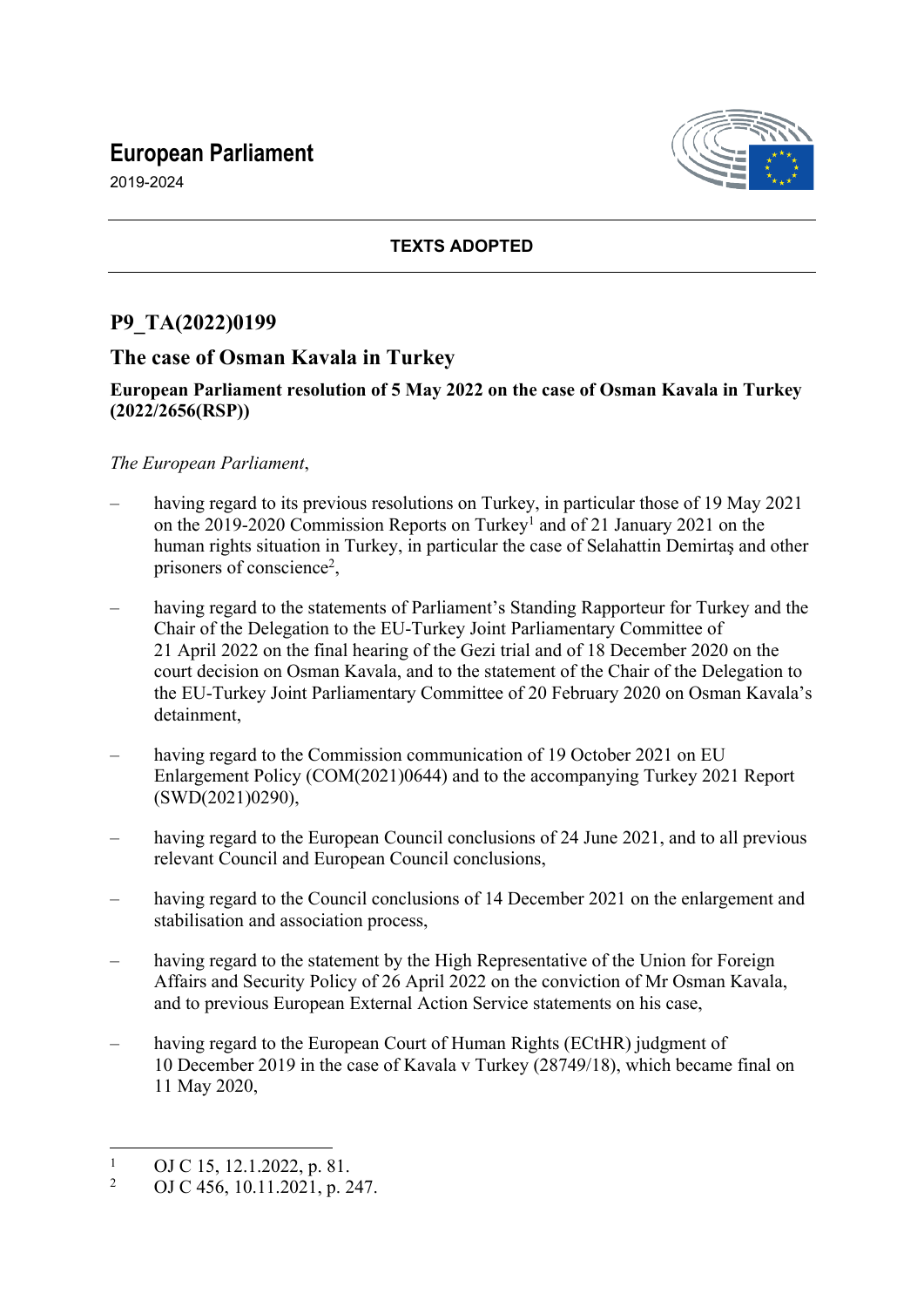# European Parliament

2019-2024

**TEXTS ADOPTED**

## P9_TA(2022)0199

## The case of Osman Kavala in Turkey

**European Parliament resolution of 5 May 2022 on the case of Osman Kavala in Turkey (2022/2656(RSP))**

*The European Parliament*,

– having regard to its previous resolutions on Turkey, in particular those of 19 May 2021 on the 2019-2020 Commission Reports on Turkey[1] and of 21 January 2021 on the human rights situation in Turkey, in particular the case of Selahattin Demirtaş and other prisoners of conscience[2],

– having regard to the statements of Parliament's Standing Rapporteur for Turkey and the Chair of the Delegation to the EU-Turkey Joint Parliamentary Committee of 21 April 2022 on the final hearing of the Gezi trial and of 18 December 2020 on the court decision on Osman Kavala, and to the statement of the Chair of the Delegation to the EU-Turkey Joint Parliamentary Committee of 20 February 2020 on Osman Kavala's detainment,

– having regard to the Commission communication of 19 October 2021 on EU Enlargement Policy (COM(2021)0644) and to the accompanying Turkey 2021 Report (SWD(2021)0290),

– having regard to the European Council conclusions of 24 June 2021, and to all previous relevant Council and European Council conclusions,

– having regard to the Council conclusions of 14 December 2021 on the enlargement and stabilisation and association process,

– having regard to the statement by the High Representative of the Union for Foreign Affairs and Security Policy of 26 April 2022 on the conviction of Mr Osman Kavala, and to previous European External Action Service statements on his case,

– having regard to the European Court of Human Rights (ECtHR) judgment of 10 December 2019 in the case of Kavala v Turkey (28749/18), which became final on 11 May 2020,

---

[1] OJ C 15, 12.1.2022, p. 81.

[2] OJ C 456, 10.11.2021, p. 247.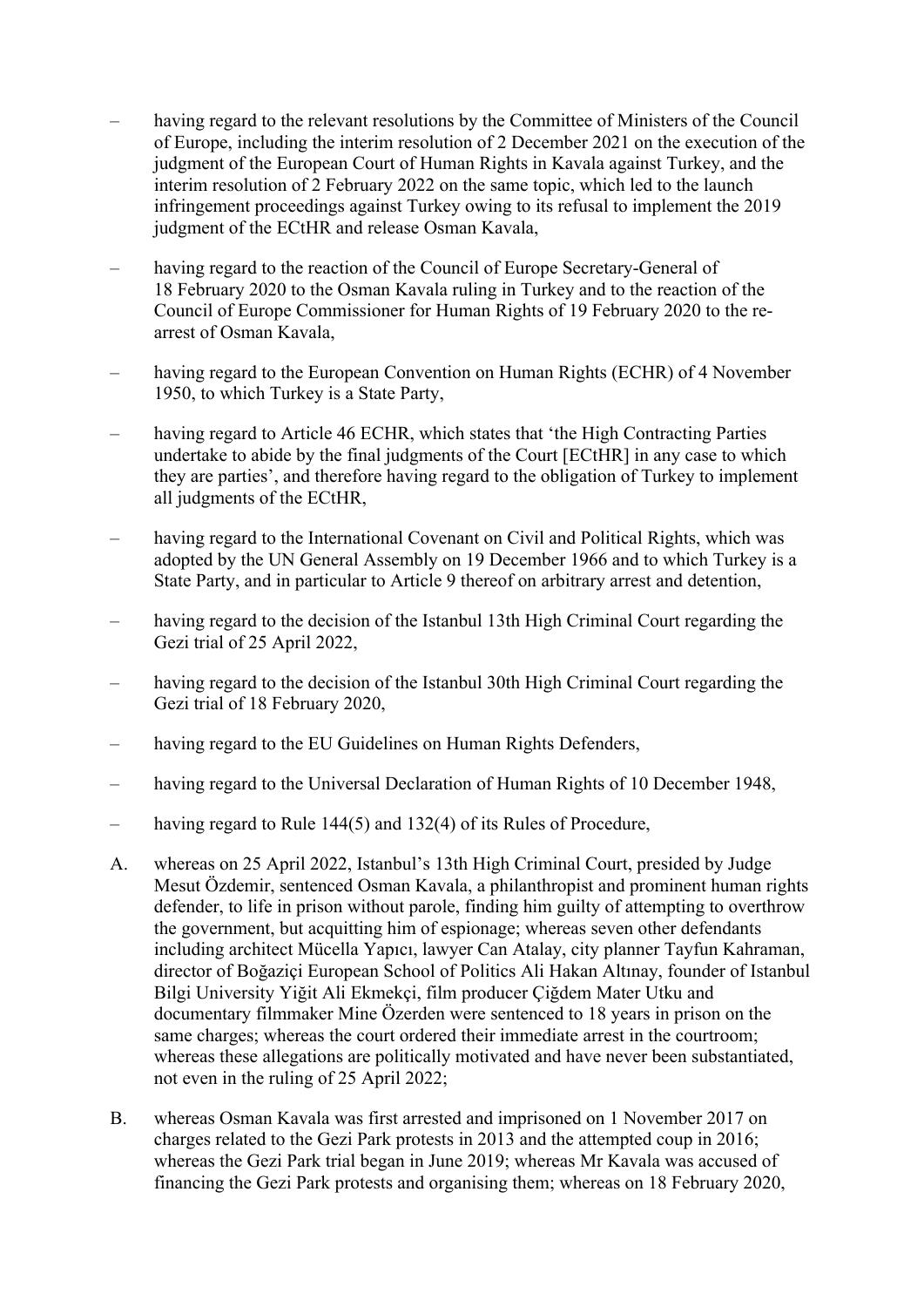– having regard to the relevant resolutions by the Committee of Ministers of the Council of Europe, including the interim resolution of 2 December 2021 on the execution of the judgment of the European Court of Human Rights in Kavala against Turkey, and the interim resolution of 2 February 2022 on the same topic, which led to the launch infringement proceedings against Turkey owing to its refusal to implement the 2019 judgment of the ECtHR and release Osman Kavala,

– having regard to the reaction of the Council of Europe Secretary-General of 18 February 2020 to the Osman Kavala ruling in Turkey and to the reaction of the Council of Europe Commissioner for Human Rights of 19 February 2020 to the re-arrest of Osman Kavala,

– having regard to the European Convention on Human Rights (ECHR) of 4 November 1950, to which Turkey is a State Party,

– having regard to Article 46 ECHR, which states that 'the High Contracting Parties undertake to abide by the final judgments of the Court [ECtHR] in any case to which they are parties', and therefore having regard to the obligation of Turkey to implement all judgments of the ECtHR,

– having regard to the International Covenant on Civil and Political Rights, which was adopted by the UN General Assembly on 19 December 1966 and to which Turkey is a State Party, and in particular to Article 9 thereof on arbitrary arrest and detention,

– having regard to the decision of the Istanbul 13th High Criminal Court regarding the Gezi trial of 25 April 2022,

– having regard to the decision of the Istanbul 30th High Criminal Court regarding the Gezi trial of 18 February 2020,

– having regard to the EU Guidelines on Human Rights Defenders,

– having regard to the Universal Declaration of Human Rights of 10 December 1948,

– having regard to Rule 144(5) and 132(4) of its Rules of Procedure,

A. whereas on 25 April 2022, Istanbul's 13th High Criminal Court, presided by Judge Mesut Özdemir, sentenced Osman Kavala, a philanthropist and prominent human rights defender, to life in prison without parole, finding him guilty of attempting to overthrow the government, but acquitting him of espionage; whereas seven other defendants including architect Mücella Yapıcı, lawyer Can Atalay, city planner Tayfun Kahraman, director of Boğaziçi European School of Politics Ali Hakan Altınay, founder of Istanbul Bilgi University Yiğit Ali Ekmekçi, film producer Çiğdem Mater Utku and documentary filmmaker Mine Özerden were sentenced to 18 years in prison on the same charges; whereas the court ordered their immediate arrest in the courtroom; whereas these allegations are politically motivated and have never been substantiated, not even in the ruling of 25 April 2022;

B. whereas Osman Kavala was first arrested and imprisoned on 1 November 2017 on charges related to the Gezi Park protests in 2013 and the attempted coup in 2016; whereas the Gezi Park trial began in June 2019; whereas Mr Kavala was accused of financing the Gezi Park protests and organising them; whereas on 18 February 2020,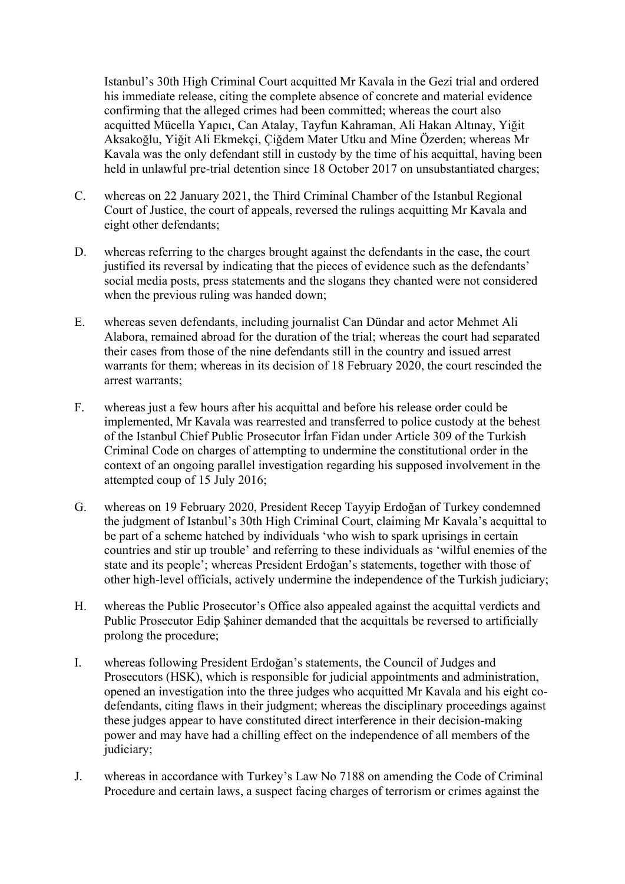Istanbul's 30th High Criminal Court acquitted Mr Kavala in the Gezi trial and ordered his immediate release, citing the complete absence of concrete and material evidence confirming that the alleged crimes had been committed; whereas the court also acquitted Mücella Yapıcı, Can Atalay, Tayfun Kahraman, Ali Hakan Altınay, Yiğit Aksakoğlu, Yiğit Ali Ekmekçi, Çiğdem Mater Utku and Mine Özerden; whereas Mr Kavala was the only defendant still in custody by the time of his acquittal, having been held in unlawful pre-trial detention since 18 October 2017 on unsubstantiated charges;

C. whereas on 22 January 2021, the Third Criminal Chamber of the Istanbul Regional Court of Justice, the court of appeals, reversed the rulings acquitting Mr Kavala and eight other defendants;

D. whereas referring to the charges brought against the defendants in the case, the court justified its reversal by indicating that the pieces of evidence such as the defendants' social media posts, press statements and the slogans they chanted were not considered when the previous ruling was handed down;

E. whereas seven defendants, including journalist Can Dündar and actor Mehmet Ali Alabora, remained abroad for the duration of the trial; whereas the court had separated their cases from those of the nine defendants still in the country and issued arrest warrants for them; whereas in its decision of 18 February 2020, the court rescinded the arrest warrants;

F. whereas just a few hours after his acquittal and before his release order could be implemented, Mr Kavala was rearrested and transferred to police custody at the behest of the Istanbul Chief Public Prosecutor İrfan Fidan under Article 309 of the Turkish Criminal Code on charges of attempting to undermine the constitutional order in the context of an ongoing parallel investigation regarding his supposed involvement in the attempted coup of 15 July 2016;

G. whereas on 19 February 2020, President Recep Tayyip Erdoğan of Turkey condemned the judgment of Istanbul's 30th High Criminal Court, claiming Mr Kavala's acquittal to be part of a scheme hatched by individuals 'who wish to spark uprisings in certain countries and stir up trouble' and referring to these individuals as 'wilful enemies of the state and its people'; whereas President Erdoğan's statements, together with those of other high-level officials, actively undermine the independence of the Turkish judiciary;

H. whereas the Public Prosecutor's Office also appealed against the acquittal verdicts and Public Prosecutor Edip Şahiner demanded that the acquittals be reversed to artificially prolong the procedure;

I. whereas following President Erdoğan's statements, the Council of Judges and Prosecutors (HSK), which is responsible for judicial appointments and administration, opened an investigation into the three judges who acquitted Mr Kavala and his eight co-defendants, citing flaws in their judgment; whereas the disciplinary proceedings against these judges appear to have constituted direct interference in their decision-making power and may have had a chilling effect on the independence of all members of the judiciary;

J. whereas in accordance with Turkey's Law No 7188 on amending the Code of Criminal Procedure and certain laws, a suspect facing charges of terrorism or crimes against the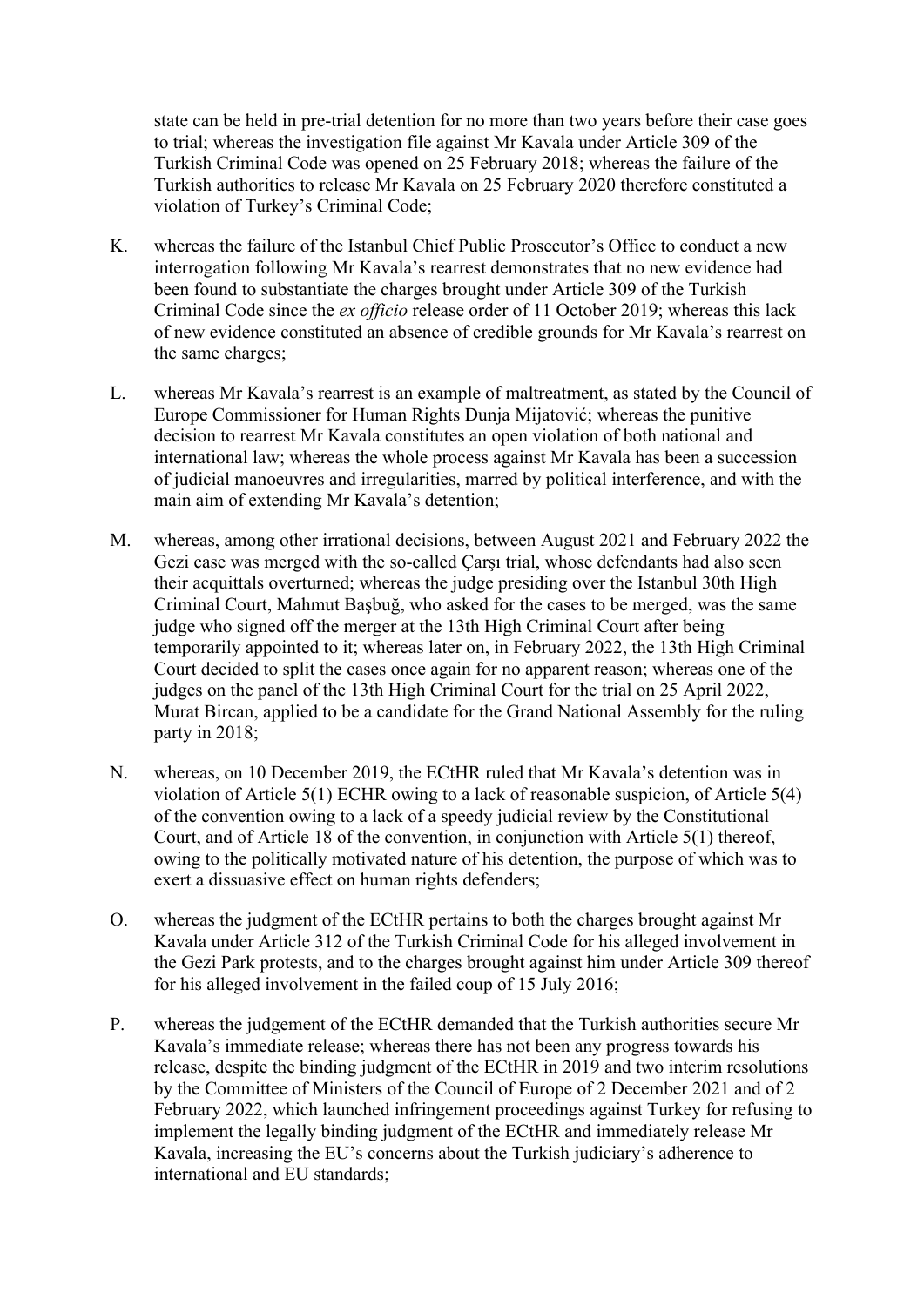state can be held in pre-trial detention for no more than two years before their case goes to trial; whereas the investigation file against Mr Kavala under Article 309 of the Turkish Criminal Code was opened on 25 February 2018; whereas the failure of the Turkish authorities to release Mr Kavala on 25 February 2020 therefore constituted a violation of Turkey's Criminal Code;

K. whereas the failure of the Istanbul Chief Public Prosecutor's Office to conduct a new interrogation following Mr Kavala's rearrest demonstrates that no new evidence had been found to substantiate the charges brought under Article 309 of the Turkish Criminal Code since the *ex officio* release order of 11 October 2019; whereas this lack of new evidence constituted an absence of credible grounds for Mr Kavala's rearrest on the same charges;

L. whereas Mr Kavala's rearrest is an example of maltreatment, as stated by the Council of Europe Commissioner for Human Rights Dunja Mijatović; whereas the punitive decision to rearrest Mr Kavala constitutes an open violation of both national and international law; whereas the whole process against Mr Kavala has been a succession of judicial manoeuvres and irregularities, marred by political interference, and with the main aim of extending Mr Kavala's detention;

M. whereas, among other irrational decisions, between August 2021 and February 2022 the Gezi case was merged with the so-called Çarşı trial, whose defendants had also seen their acquittals overturned; whereas the judge presiding over the Istanbul 30th High Criminal Court, Mahmut Başbuğ, who asked for the cases to be merged, was the same judge who signed off the merger at the 13th High Criminal Court after being temporarily appointed to it; whereas later on, in February 2022, the 13th High Criminal Court decided to split the cases once again for no apparent reason; whereas one of the judges on the panel of the 13th High Criminal Court for the trial on 25 April 2022, Murat Bircan, applied to be a candidate for the Grand National Assembly for the ruling party in 2018;

N. whereas, on 10 December 2019, the ECtHR ruled that Mr Kavala's detention was in violation of Article 5(1) ECHR owing to a lack of reasonable suspicion, of Article 5(4) of the convention owing to a lack of a speedy judicial review by the Constitutional Court, and of Article 18 of the convention, in conjunction with Article 5(1) thereof, owing to the politically motivated nature of his detention, the purpose of which was to exert a dissuasive effect on human rights defenders;

O. whereas the judgment of the ECtHR pertains to both the charges brought against Mr Kavala under Article 312 of the Turkish Criminal Code for his alleged involvement in the Gezi Park protests, and to the charges brought against him under Article 309 thereof for his alleged involvement in the failed coup of 15 July 2016;

P. whereas the judgement of the ECtHR demanded that the Turkish authorities secure Mr Kavala's immediate release; whereas there has not been any progress towards his release, despite the binding judgment of the ECtHR in 2019 and two interim resolutions by the Committee of Ministers of the Council of Europe of 2 December 2021 and of 2 February 2022, which launched infringement proceedings against Turkey for refusing to implement the legally binding judgment of the ECtHR and immediately release Mr Kavala, increasing the EU's concerns about the Turkish judiciary's adherence to international and EU standards;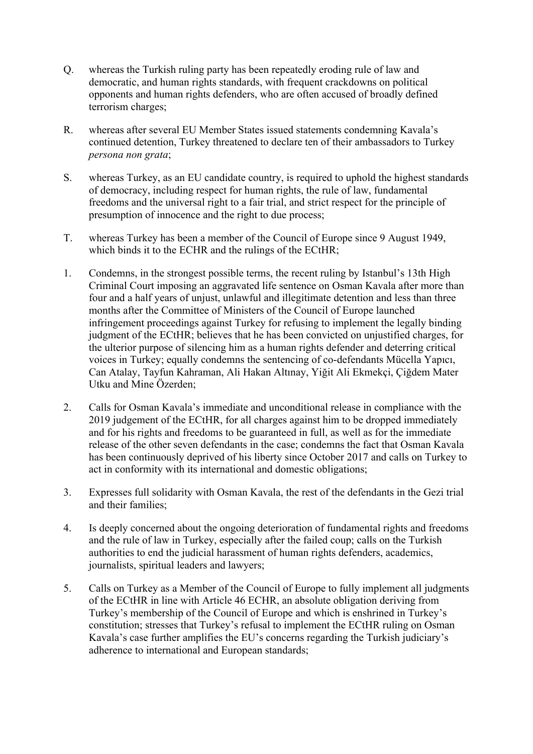Q. whereas the Turkish ruling party has been repeatedly eroding rule of law and democratic, and human rights standards, with frequent crackdowns on political opponents and human rights defenders, who are often accused of broadly defined terrorism charges;

R. whereas after several EU Member States issued statements condemning Kavala's continued detention, Turkey threatened to declare ten of their ambassadors to Turkey *persona non grata*;

S. whereas Turkey, as an EU candidate country, is required to uphold the highest standards of democracy, including respect for human rights, the rule of law, fundamental freedoms and the universal right to a fair trial, and strict respect for the principle of presumption of innocence and the right to due process;

T. whereas Turkey has been a member of the Council of Europe since 9 August 1949, which binds it to the ECHR and the rulings of the ECtHR;

1. Condemns, in the strongest possible terms, the recent ruling by Istanbul's 13th High Criminal Court imposing an aggravated life sentence on Osman Kavala after more than four and a half years of unjust, unlawful and illegitimate detention and less than three months after the Committee of Ministers of the Council of Europe launched infringement proceedings against Turkey for refusing to implement the legally binding judgment of the ECtHR; believes that he has been convicted on unjustified charges, for the ulterior purpose of silencing him as a human rights defender and deterring critical voices in Turkey; equally condemns the sentencing of co-defendants Mücella Yapıcı, Can Atalay, Tayfun Kahraman, Ali Hakan Altınay, Yiğit Ali Ekmekçi, Çiğdem Mater Utku and Mine Özerden;

2. Calls for Osman Kavala's immediate and unconditional release in compliance with the 2019 judgement of the ECtHR, for all charges against him to be dropped immediately and for his rights and freedoms to be guaranteed in full, as well as for the immediate release of the other seven defendants in the case; condemns the fact that Osman Kavala has been continuously deprived of his liberty since October 2017 and calls on Turkey to act in conformity with its international and domestic obligations;

3. Expresses full solidarity with Osman Kavala, the rest of the defendants in the Gezi trial and their families;

4. Is deeply concerned about the ongoing deterioration of fundamental rights and freedoms and the rule of law in Turkey, especially after the failed coup; calls on the Turkish authorities to end the judicial harassment of human rights defenders, academics, journalists, spiritual leaders and lawyers;

5. Calls on Turkey as a Member of the Council of Europe to fully implement all judgments of the ECtHR in line with Article 46 ECHR, an absolute obligation deriving from Turkey's membership of the Council of Europe and which is enshrined in Turkey's constitution; stresses that Turkey's refusal to implement the ECtHR ruling on Osman Kavala's case further amplifies the EU's concerns regarding the Turkish judiciary's adherence to international and European standards;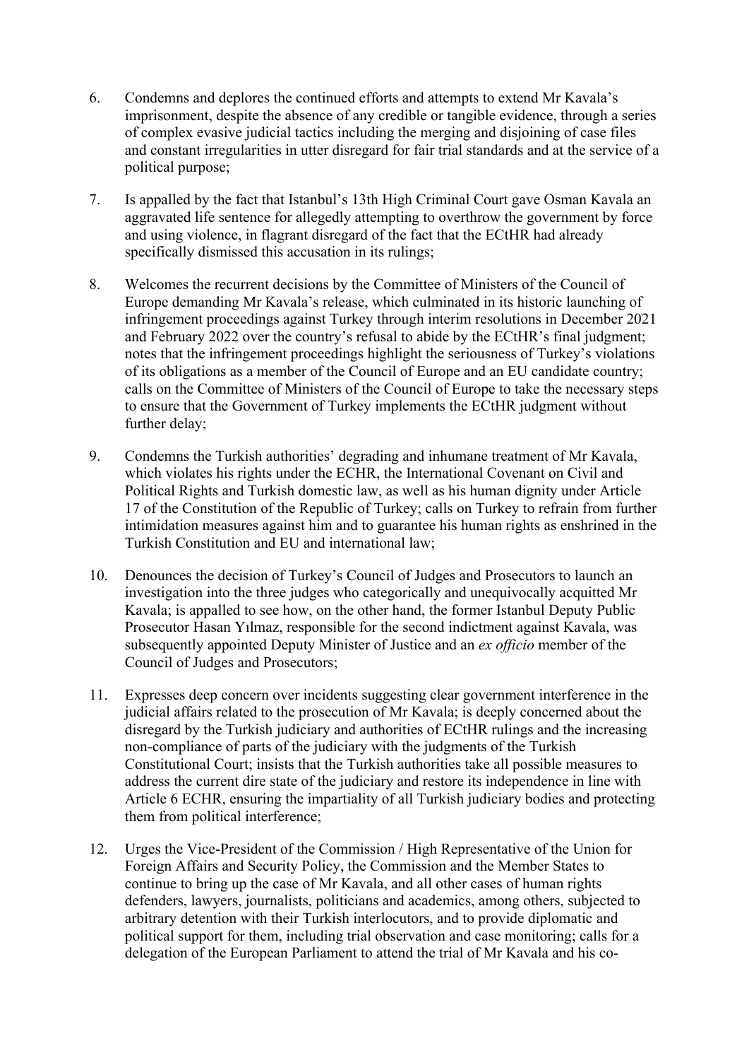6. Condemns and deplores the continued efforts and attempts to extend Mr Kavala's imprisonment, despite the absence of any credible or tangible evidence, through a series of complex evasive judicial tactics including the merging and disjoining of case files and constant irregularities in utter disregard for fair trial standards and at the service of a political purpose;

7. Is appalled by the fact that Istanbul's 13th High Criminal Court gave Osman Kavala an aggravated life sentence for allegedly attempting to overthrow the government by force and using violence, in flagrant disregard of the fact that the ECtHR had already specifically dismissed this accusation in its rulings;

8. Welcomes the recurrent decisions by the Committee of Ministers of the Council of Europe demanding Mr Kavala's release, which culminated in its historic launching of infringement proceedings against Turkey through interim resolutions in December 2021 and February 2022 over the country's refusal to abide by the ECtHR's final judgment; notes that the infringement proceedings highlight the seriousness of Turkey's violations of its obligations as a member of the Council of Europe and an EU candidate country; calls on the Committee of Ministers of the Council of Europe to take the necessary steps to ensure that the Government of Turkey implements the ECtHR judgment without further delay;

9. Condemns the Turkish authorities' degrading and inhumane treatment of Mr Kavala, which violates his rights under the ECHR, the International Covenant on Civil and Political Rights and Turkish domestic law, as well as his human dignity under Article 17 of the Constitution of the Republic of Turkey; calls on Turkey to refrain from further intimidation measures against him and to guarantee his human rights as enshrined in the Turkish Constitution and EU and international law;

10. Denounces the decision of Turkey's Council of Judges and Prosecutors to launch an investigation into the three judges who categorically and unequivocally acquitted Mr Kavala; is appalled to see how, on the other hand, the former Istanbul Deputy Public Prosecutor Hasan Yılmaz, responsible for the second indictment against Kavala, was subsequently appointed Deputy Minister of Justice and an *ex officio* member of the Council of Judges and Prosecutors;

11. Expresses deep concern over incidents suggesting clear government interference in the judicial affairs related to the prosecution of Mr Kavala; is deeply concerned about the disregard by the Turkish judiciary and authorities of ECtHR rulings and the increasing non-compliance of parts of the judiciary with the judgments of the Turkish Constitutional Court; insists that the Turkish authorities take all possible measures to address the current dire state of the judiciary and restore its independence in line with Article 6 ECHR, ensuring the impartiality of all Turkish judiciary bodies and protecting them from political interference;

12. Urges the Vice-President of the Commission / High Representative of the Union for Foreign Affairs and Security Policy, the Commission and the Member States to continue to bring up the case of Mr Kavala, and all other cases of human rights defenders, lawyers, journalists, politicians and academics, among others, subjected to arbitrary detention with their Turkish interlocutors, and to provide diplomatic and political support for them, including trial observation and case monitoring; calls for a delegation of the European Parliament to attend the trial of Mr Kavala and his co-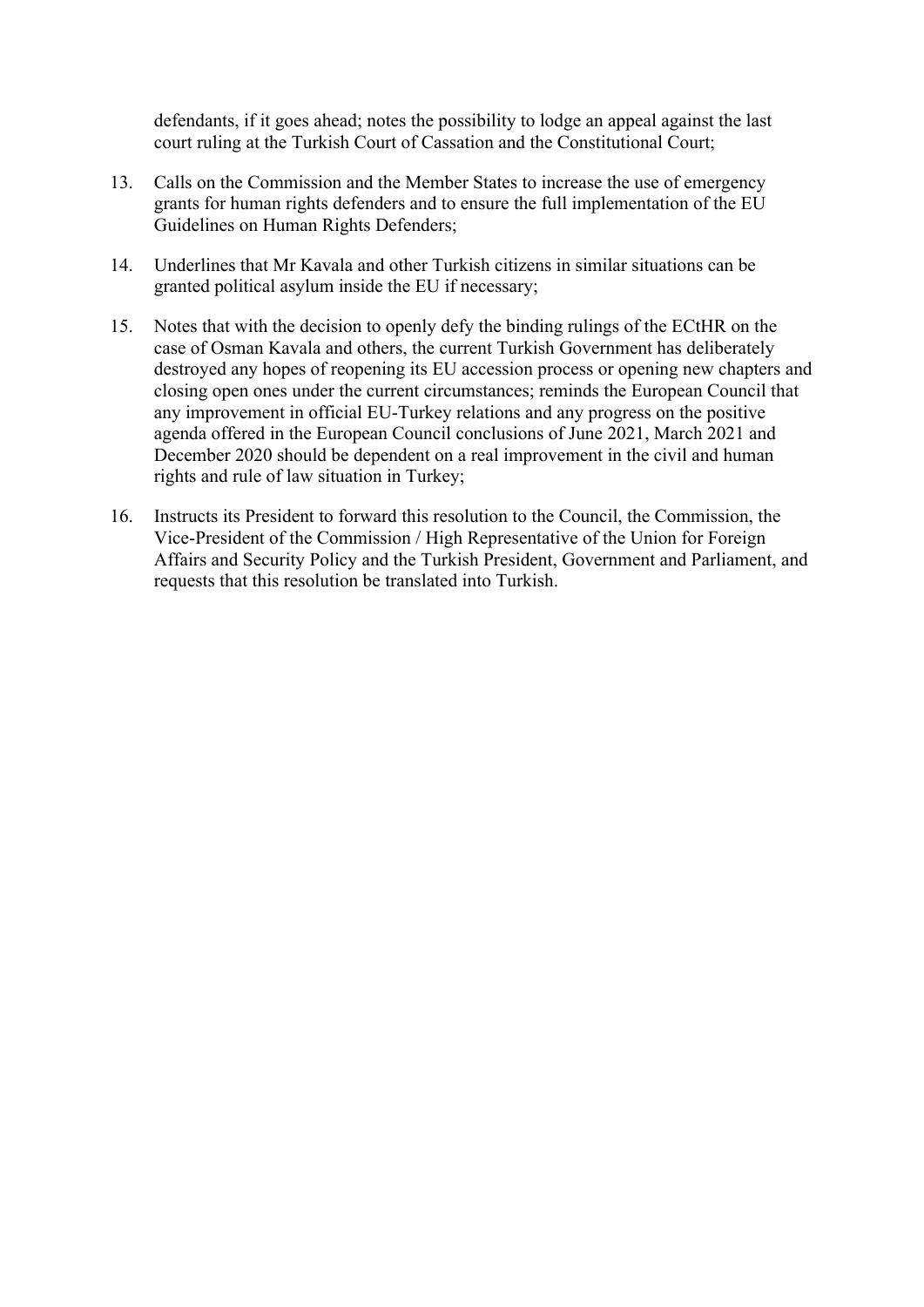defendants, if it goes ahead; notes the possibility to lodge an appeal against the last court ruling at the Turkish Court of Cassation and the Constitutional Court;

13. Calls on the Commission and the Member States to increase the use of emergency grants for human rights defenders and to ensure the full implementation of the EU Guidelines on Human Rights Defenders;

14. Underlines that Mr Kavala and other Turkish citizens in similar situations can be granted political asylum inside the EU if necessary;

15. Notes that with the decision to openly defy the binding rulings of the ECtHR on the case of Osman Kavala and others, the current Turkish Government has deliberately destroyed any hopes of reopening its EU accession process or opening new chapters and closing open ones under the current circumstances; reminds the European Council that any improvement in official EU-Turkey relations and any progress on the positive agenda offered in the European Council conclusions of June 2021, March 2021 and December 2020 should be dependent on a real improvement in the civil and human rights and rule of law situation in Turkey;

16. Instructs its President to forward this resolution to the Council, the Commission, the Vice-President of the Commission / High Representative of the Union for Foreign Affairs and Security Policy and the Turkish President, Government and Parliament, and requests that this resolution be translated into Turkish.